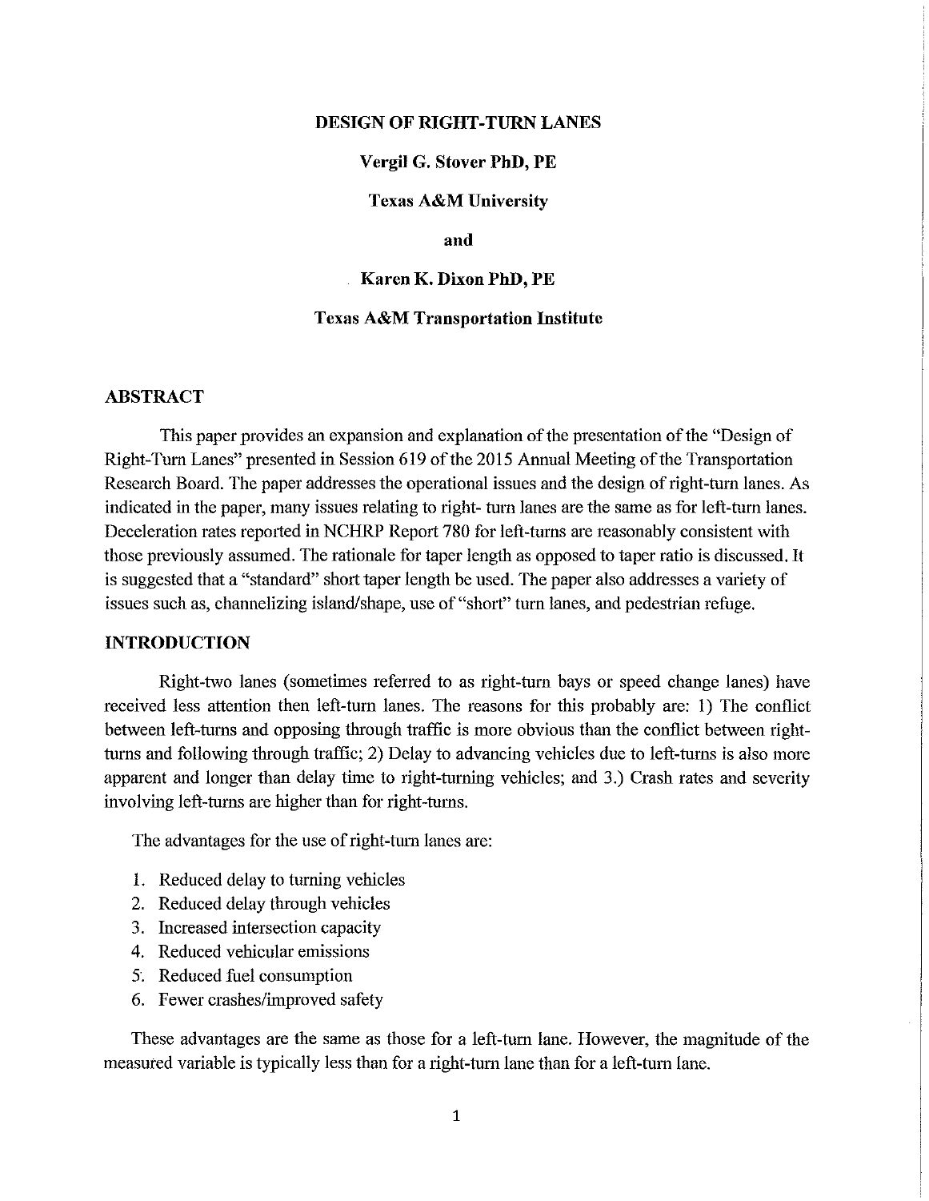# DESIGN OF RIGHT-TURN LANES

**Vergil G. Stover PhD, PE**

**Texas A&M University**

**and**

**Karen K. Dixon PhD, PE**

**Texas A&M Transportation Institute**

## ABSTRACT

This paper provides an expansion and explanation of the presentation of the "Design of Right-Turn Lanes" presented in Session 619 of the 2015 Annual Meeting of the Transportation Research Board. The paper addresses the operational issues and the design of right-turn lanes. As indicated in the paper, many issues relating to right- turn lanes are the same as for left-turn lanes. Deceleration rates reported in NCHRP Report 780 for left-turns are reasonably consistent with those previously assumed. The rationale for taper length as opposed to taper ratio is discussed. It is suggested that a "standard" short taper length be used. The paper also addresses a variety of issues such as, channelizing island/shape, use of "short" turn lanes, and pedestrian refuge.

## INTRODUCTION

Right-two lanes (sometimes referred to as right-turn bays or speed change lanes) have received less attention then left-turn lanes. The reasons for this probably are: 1) The conflict between left-turns and opposing through traffic is more obvious than the conflict between right-turns and following through traffic; 2) Delay to advancing vehicles due to left-turns is also more apparent and longer than delay time to right-turning vehicles; and 3.) Crash rates and severity involving left-turns are higher than for right-turns.

The advantages for the use of right-turn lanes are:

1. Reduced delay to turning vehicles
2. Reduced delay through vehicles
3. Increased intersection capacity
4. Reduced vehicular emissions
5. Reduced fuel consumption
6. Fewer crashes/improved safety

These advantages are the same as those for a left-turn lane. However, the magnitude of the measured variable is typically less than for a right-turn lane than for a left-turn lane.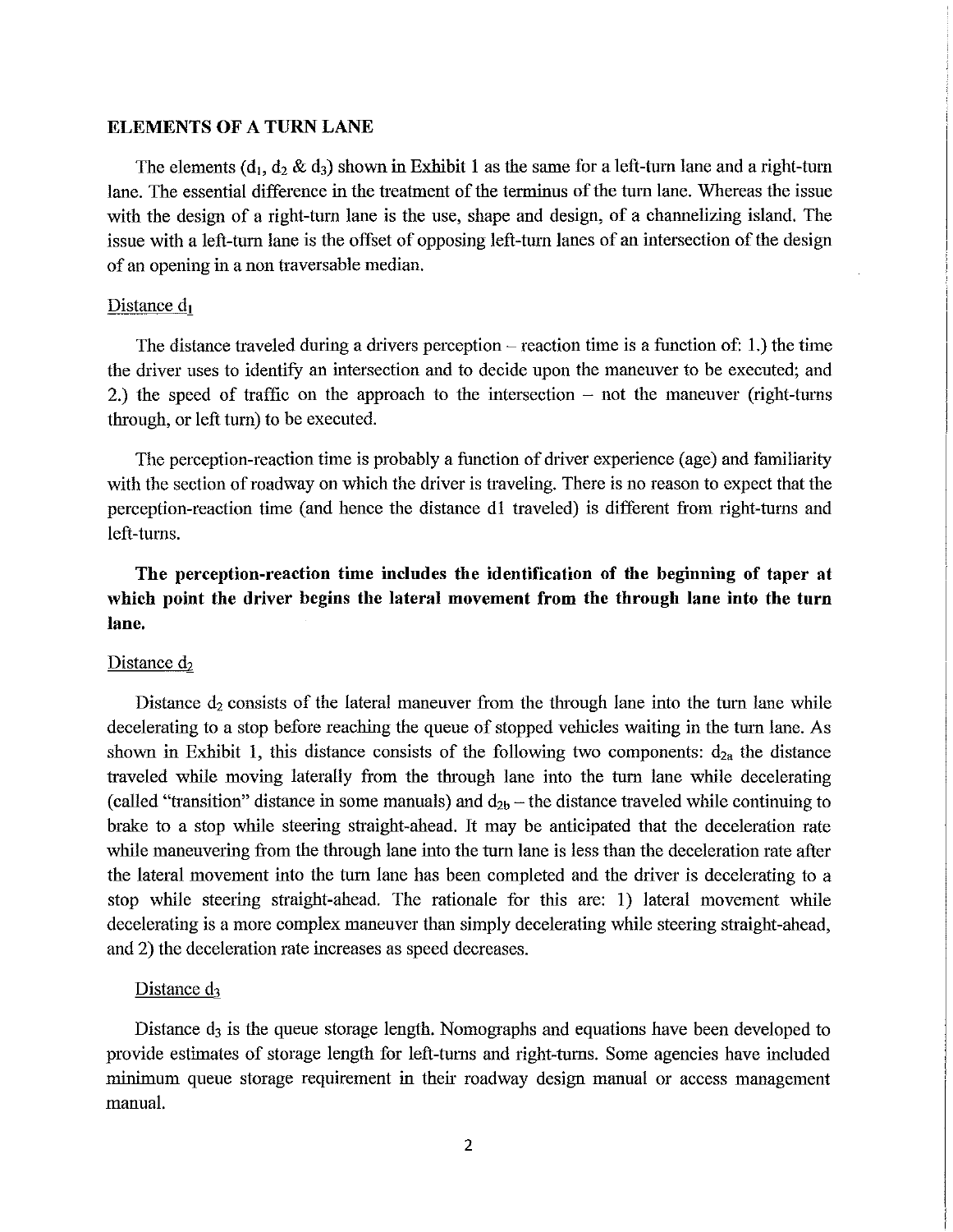## ELEMENTS OF A TURN LANE

The elements ($d_1$, $d_2$ & $d_3$) shown in Exhibit 1 as the same for a left-turn lane and a right-turn lane. The essential difference in the treatment of the terminus of the turn lane. Whereas the issue with the design of a right-turn lane is the use, shape and design, of a channelizing island. The issue with a left-turn lane is the offset of opposing left-turn lanes of an intersection of the design of an opening in a non traversable median.

### Distance $d_1$

The distance traveled during a drivers perception – reaction time is a function of: 1.) the time the driver uses to identify an intersection and to decide upon the maneuver to be executed; and 2.) the speed of traffic on the approach to the intersection – not the maneuver (right-turns through, or left turn) to be executed.

The perception-reaction time is probably a function of driver experience (age) and familiarity with the section of roadway on which the driver is traveling. There is no reason to expect that the perception-reaction time (and hence the distance d1 traveled) is different from right-turns and left-turns.

**The perception-reaction time includes the identification of the beginning of taper at which point the driver begins the lateral movement from the through lane into the turn lane.**

### Distance $d_2$

Distance $d_2$ consists of the lateral maneuver from the through lane into the turn lane while decelerating to a stop before reaching the queue of stopped vehicles waiting in the turn lane. As shown in Exhibit 1, this distance consists of the following two components: $d_{2a}$ the distance traveled while moving laterally from the through lane into the turn lane while decelerating (called "transition" distance in some manuals) and $d_{2b}$ – the distance traveled while continuing to brake to a stop while steering straight-ahead. It may be anticipated that the deceleration rate while maneuvering from the through lane into the turn lane is less than the deceleration rate after the lateral movement into the turn lane has been completed and the driver is decelerating to a stop while steering straight-ahead. The rationale for this are: 1) lateral movement while decelerating is a more complex maneuver than simply decelerating while steering straight-ahead, and 2) the deceleration rate increases as speed decreases.

### Distance $d_3$

Distance $d_3$ is the queue storage length. Nomographs and equations have been developed to provide estimates of storage length for left-turns and right-turns. Some agencies have included minimum queue storage requirement in their roadway design manual or access management manual.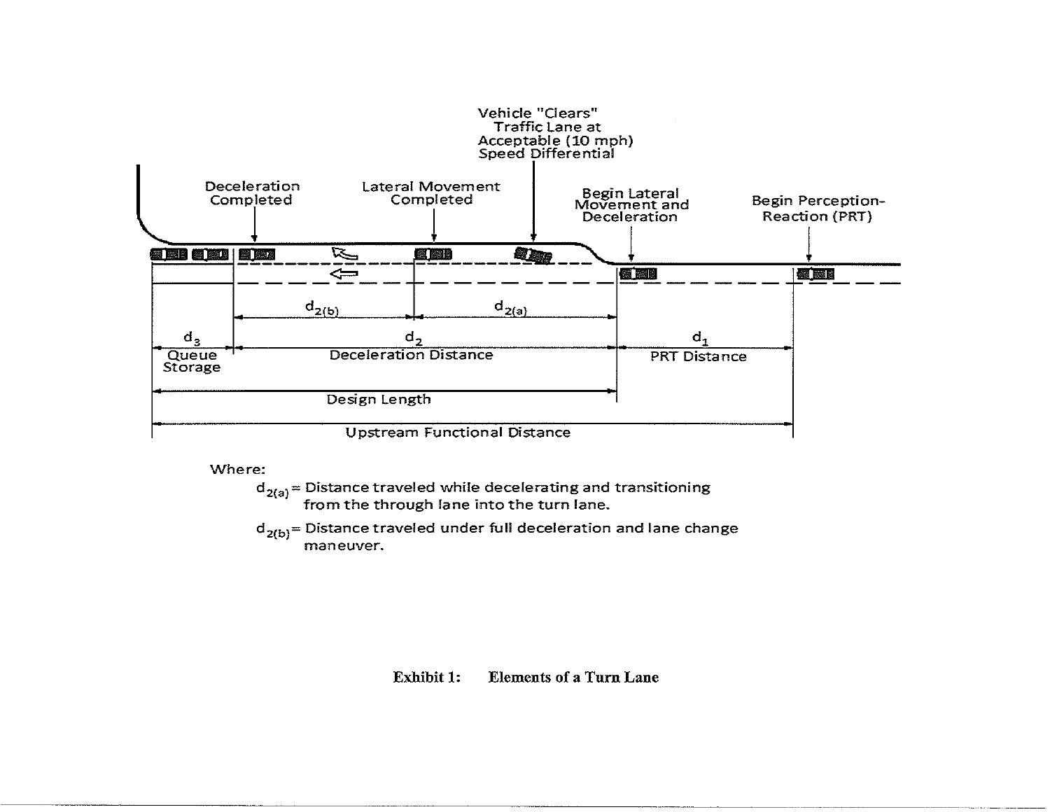Vehicle "Clears" Traffic Lane at Acceptable (10 mph) Speed Differential

Deceleration Completed

Lateral Movement Completed

Begin Lateral Movement and Deceleration

Begin Perception-Reaction (PRT)

$d_{2(b)}$ $d_{2(a)}$

$d_3$ Queue Storage

$d_2$ Deceleration Distance

$d_1$ PRT Distance

Design Length

Upstream Functional Distance

Where:

$d_{2(a)}$ = Distance traveled while decelerating and transitioning from the through lane into the turn lane.

$d_{2(b)}$ = Distance traveled under full deceleration and lane change maneuver.

**Exhibit 1: Elements of a Turn Lane**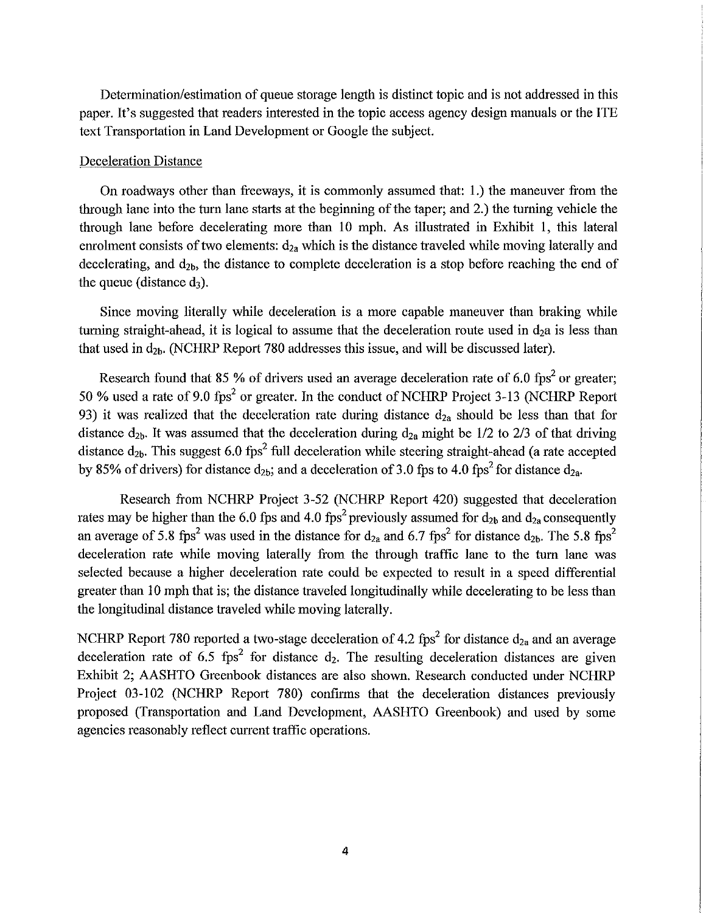Determination/estimation of queue storage length is distinct topic and is not addressed in this paper. It's suggested that readers interested in the topic access agency design manuals or the ITE text Transportation in Land Development or Google the subject.

Deceleration Distance

On roadways other than freeways, it is commonly assumed that: 1.) the maneuver from the through lane into the turn lane starts at the beginning of the taper; and 2.) the turning vehicle the through lane before decelerating more than 10 mph. As illustrated in Exhibit 1, this lateral enrolment consists of two elements: $d_{2a}$ which is the distance traveled while moving laterally and decelerating, and $d_{2b}$, the distance to complete deceleration is a stop before reaching the end of the queue (distance $d_3$).

Since moving literally while deceleration is a more capable maneuver than braking while turning straight-ahead, it is logical to assume that the deceleration route used in $d_2a$ is less than that used in $d_{2b}$. (NCHRP Report 780 addresses this issue, and will be discussed later).

Research found that 85 % of drivers used an average deceleration rate of 6.0 $fps^2$ or greater; 50 % used a rate of 9.0 $fps^2$ or greater. In the conduct of NCHRP Project 3-13 (NCHRP Report 93) it was realized that the deceleration rate during distance $d_{2a}$ should be less than that for distance $d_{2b}$. It was assumed that the deceleration during $d_{2a}$ might be 1/2 to 2/3 of that driving distance $d_{2b}$. This suggest 6.0 $fps^2$ full deceleration while steering straight-ahead (a rate accepted by 85% of drivers) for distance $d_{2b}$; and a deceleration of 3.0 fps to 4.0 $fps^2$ for distance $d_{2a}$.

Research from NCHRP Project 3-52 (NCHRP Report 420) suggested that deceleration rates may be higher than the 6.0 fps and 4.0 $fps^2$ previously assumed for $d_{2b}$ and $d_{2a}$ consequently an average of 5.8 $fps^2$ was used in the distance for $d_{2a}$ and 6.7 $fps^2$ for distance $d_{2b}$. The 5.8 $fps^2$ deceleration rate while moving laterally from the through traffic lane to the turn lane was selected because a higher deceleration rate could be expected to result in a speed differential greater than 10 mph that is; the distance traveled longitudinally while decelerating to be less than the longitudinal distance traveled while moving laterally.

NCHRP Report 780 reported a two-stage deceleration of 4.2 $fps^2$ for distance $d_{2a}$ and an average deceleration rate of 6.5 $fps^2$ for distance $d_2$. The resulting deceleration distances are given Exhibit 2; AASHTO Greenbook distances are also shown. Research conducted under NCHRP Project 03-102 (NCHRP Report 780) confirms that the deceleration distances previously proposed (Transportation and Land Development, AASHTO Greenbook) and used by some agencies reasonably reflect current traffic operations.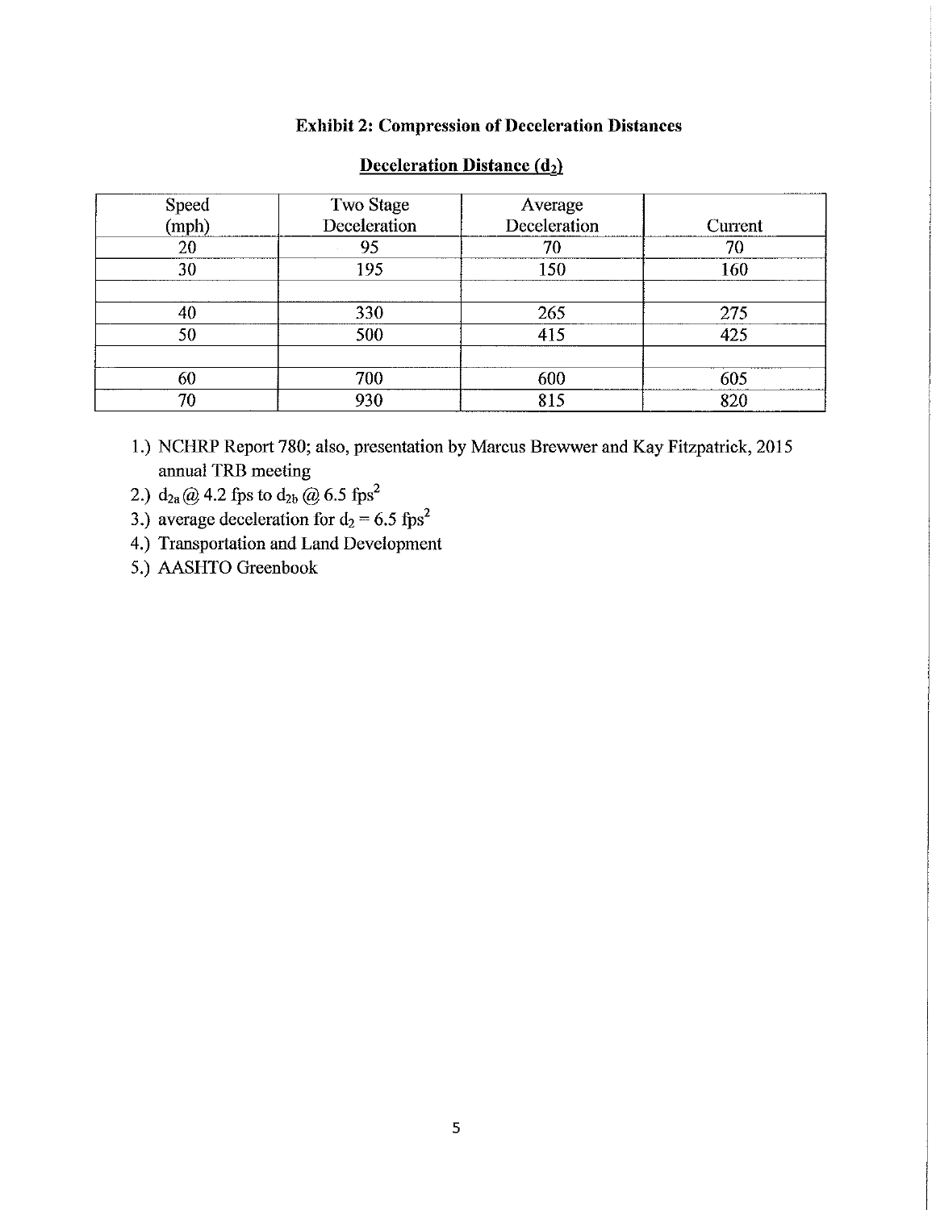### Exhibit 2: Compression of Deceleration Distances

**Deceleration Distance ($d_2$)**

| Speed (mph) | Two Stage Deceleration | Average Deceleration | Current |
|---|---|---|---|
| 20 | 95 | 70 | 70 |
| 30 | 195 | 150 | 160 |
| | | | |
| 40 | 330 | 265 | 275 |
| 50 | 500 | 415 | 425 |
| | | | |
| 60 | 700 | 600 | 605 |
| 70 | 930 | 815 | 820 |

1.) NCHRP Report 780; also, presentation by Marcus Brewwer and Kay Fitzpatrick, 2015 annual TRB meeting
2.) $d_{2a}$ @ 4.2 fps to $d_{2b}$ @ 6.5 $fps^2$
3.) average deceleration for $d_2$ = 6.5 $fps^2$
4.) Transportation and Land Development
5.) AASHTO Greenbook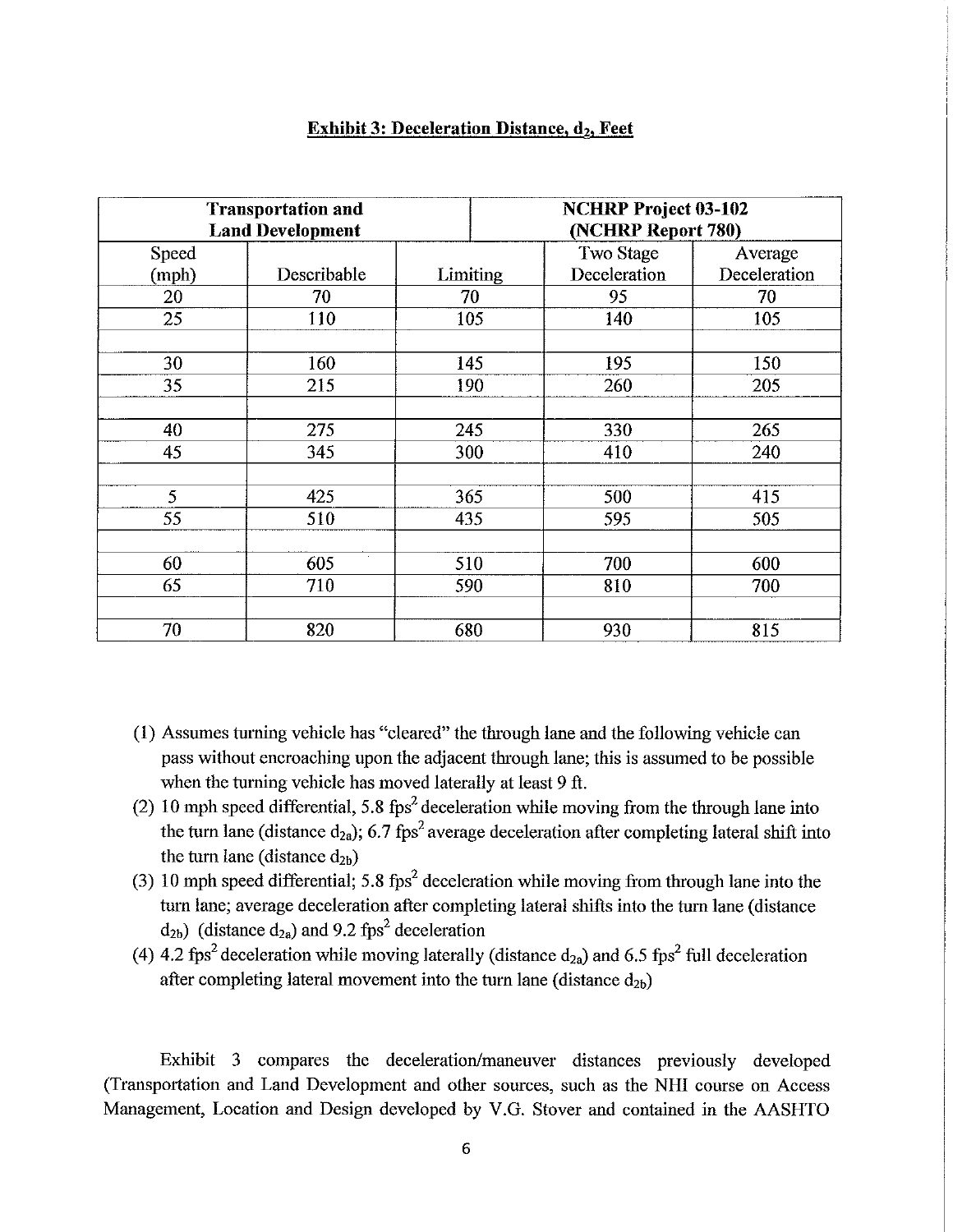**Exhibit 3: Deceleration Distance, $d_2$, Feet**

| Transportation and Land Development | | | NCHRP Project 03-102 (NCHRP Report 780) | |
|---|---|---|---|---|
| Speed (mph) | Describable | Limiting | Two Stage Deceleration | Average Deceleration |
| 20 | 70 | 70 | 95 | 70 |
| 25 | 110 | 105 | 140 | 105 |
| | | | | |
| 30 | 160 | 145 | 195 | 150 |
| 35 | 215 | 190 | 260 | 205 |
| | | | | |
| 40 | 275 | 245 | 330 | 265 |
| 45 | 345 | 300 | 410 | 240 |
| | | | | |
| 5 | 425 | 365 | 500 | 415 |
| 55 | 510 | 435 | 595 | 505 |
| | | | | |
| 60 | 605 | 510 | 700 | 600 |
| 65 | 710 | 590 | 810 | 700 |
| | | | | |
| 70 | 820 | 680 | 930 | 815 |

(1) Assumes turning vehicle has "cleared" the through lane and the following vehicle can pass without encroaching upon the adjacent through lane; this is assumed to be possible when the turning vehicle has moved laterally at least 9 ft.

(2) 10 mph speed differential, 5.8 $fps^2$ deceleration while moving from the through lane into the turn lane (distance $d_{2a}$); 6.7 $fps^2$ average deceleration after completing lateral shift into the turn lane (distance $d_{2b}$)

(3) 10 mph speed differential; 5.8 $fps^2$ deceleration while moving from through lane into the turn lane; average deceleration after completing lateral shifts into the turn lane (distance $d_{2b}$) (distance $d_{2a}$) and 9.2 $fps^2$ deceleration

(4) 4.2 $fps^2$ deceleration while moving laterally (distance $d_{2a}$) and 6.5 $fps^2$ full deceleration after completing lateral movement into the turn lane (distance $d_{2b}$)

Exhibit 3 compares the deceleration/maneuver distances previously developed (Transportation and Land Development and other sources, such as the NHI course on Access Management, Location and Design developed by V.G. Stover and contained in the AASHTO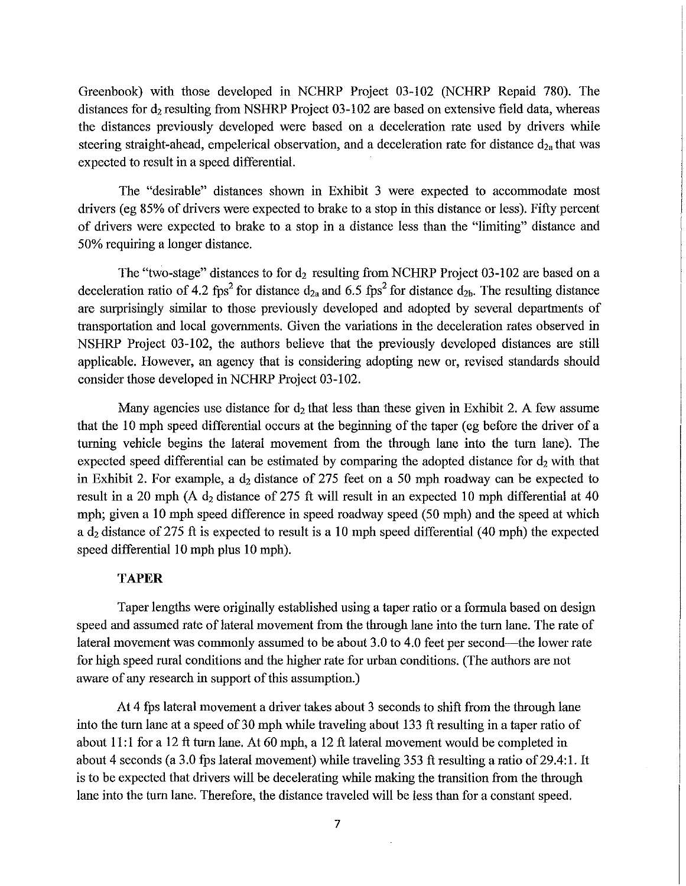Greenbook) with those developed in NCHRP Project 03-102 (NCHRP Repaid 780). The distances for $d_2$ resulting from NSHRP Project 03-102 are based on extensive field data, whereas the distances previously developed were based on a deceleration rate used by drivers while steering straight-ahead, empelerical observation, and a deceleration rate for distance $d_{2a}$ that was expected to result in a speed differential.

The "desirable" distances shown in Exhibit 3 were expected to accommodate most drivers (eg 85% of drivers were expected to brake to a stop in this distance or less). Fifty percent of drivers were expected to brake to a stop in a distance less than the "limiting" distance and 50% requiring a longer distance.

The "two-stage" distances to for $d_2$ resulting from NCHRP Project 03-102 are based on a deceleration ratio of 4.2 $fps^2$ for distance $d_{2a}$ and 6.5 $fps^2$ for distance $d_{2b}$. The resulting distance are surprisingly similar to those previously developed and adopted by several departments of transportation and local governments. Given the variations in the deceleration rates observed in NSHRP Project 03-102, the authors believe that the previously developed distances are still applicable. However, an agency that is considering adopting new or, revised standards should consider those developed in NCHRP Project 03-102.

Many agencies use distance for $d_2$ that less than these given in Exhibit 2. A few assume that the 10 mph speed differential occurs at the beginning of the taper (eg before the driver of a turning vehicle begins the lateral movement from the through lane into the turn lane). The expected speed differential can be estimated by comparing the adopted distance for $d_2$ with that in Exhibit 2. For example, a $d_2$ distance of 275 feet on a 50 mph roadway can be expected to result in a 20 mph (A $d_2$ distance of 275 ft will result in an expected 10 mph differential at 40 mph; given a 10 mph speed difference in speed roadway speed (50 mph) and the speed at which a $d_2$ distance of 275 ft is expected to result is a 10 mph speed differential (40 mph) the expected speed differential 10 mph plus 10 mph).

**TAPER**

Taper lengths were originally established using a taper ratio or a formula based on design speed and assumed rate of lateral movement from the through lane into the turn lane. The rate of lateral movement was commonly assumed to be about 3.0 to 4.0 feet per second—the lower rate for high speed rural conditions and the higher rate for urban conditions. (The authors are not aware of any research in support of this assumption.)

At 4 fps lateral movement a driver takes about 3 seconds to shift from the through lane into the turn lane at a speed of 30 mph while traveling about 133 ft resulting in a taper ratio of about 11:1 for a 12 ft turn lane. At 60 mph, a 12 ft lateral movement would be completed in about 4 seconds (a 3.0 fps lateral movement) while traveling 353 ft resulting a ratio of 29.4:1. It is to be expected that drivers will be decelerating while making the transition from the through lane into the turn lane. Therefore, the distance traveled will be less than for a constant speed.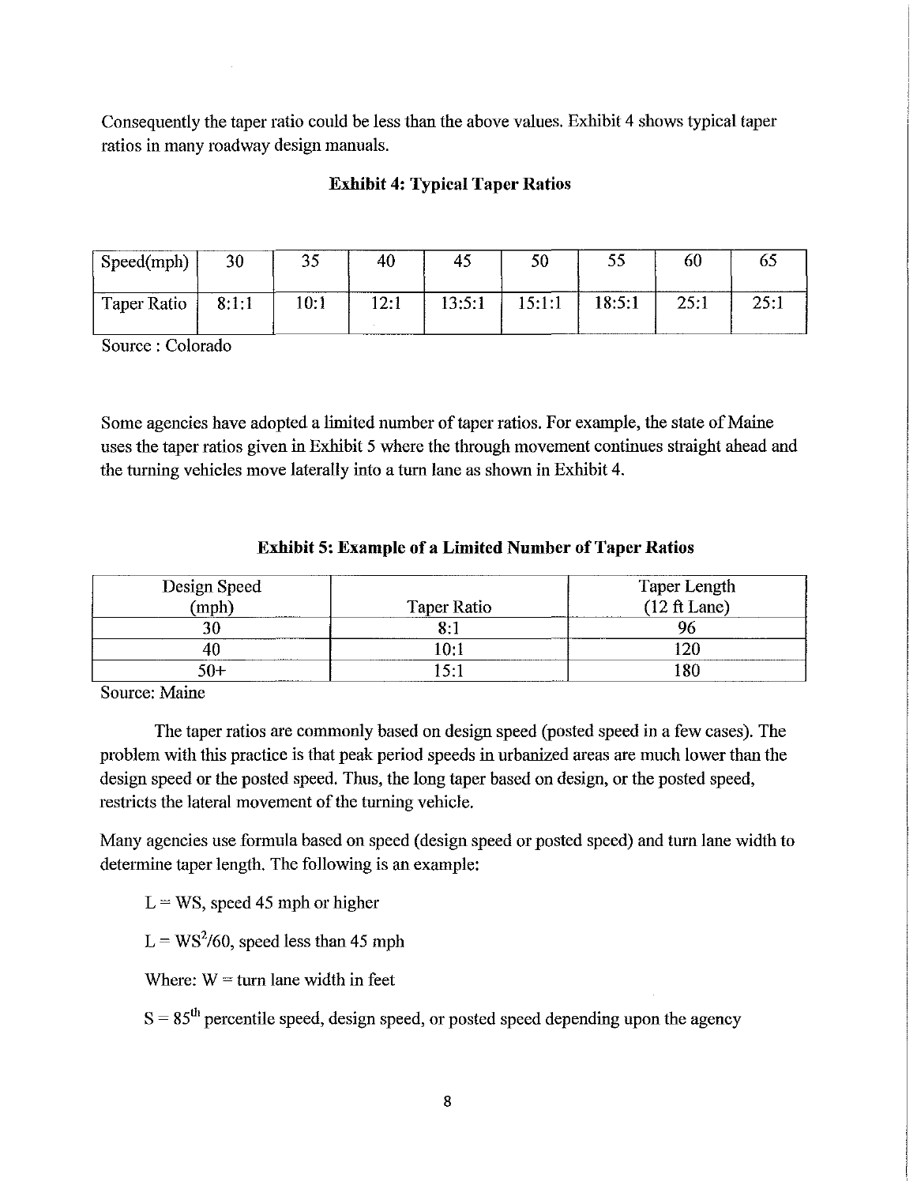Consequently the taper ratio could be less than the above values. Exhibit 4 shows typical taper ratios in many roadway design manuals.

**Exhibit 4: Typical Taper Ratios**

| Speed(mph) | 30 | 35 | 40 | 45 | 50 | 55 | 60 | 65 |
|---|---|---|---|---|---|---|---|---|
| Taper Ratio | 8:1:1 | 10:1 | 12:1 | 13:5:1 | 15:1:1 | 18:5:1 | 25:1 | 25:1 |

Source : Colorado

Some agencies have adopted a limited number of taper ratios. For example, the state of Maine uses the taper ratios given in Exhibit 5 where the through movement continues straight ahead and the turning vehicles move laterally into a turn lane as shown in Exhibit 4.

**Exhibit 5: Example of a Limited Number of Taper Ratios**

| Design Speed (mph) | Taper Ratio | Taper Length (12 ft Lane) |
|---|---|---|
| 30 | 8:1 | 96 |
| 40 | 10:1 | 120 |
| 50+ | 15:1 | 180 |

Source: Maine

The taper ratios are commonly based on design speed (posted speed in a few cases). The problem with this practice is that peak period speeds in urbanized areas are much lower than the design speed or the posted speed. Thus, the long taper based on design, or the posted speed, restricts the lateral movement of the turning vehicle.

Many agencies use formula based on speed (design speed or posted speed) and turn lane width to determine taper length. The following is an example:

$L = WS$, speed 45 mph or higher

$L = WS^2/60$, speed less than 45 mph

Where: $W$ = turn lane width in feet

$S$ = 85th percentile speed, design speed, or posted speed depending upon the agency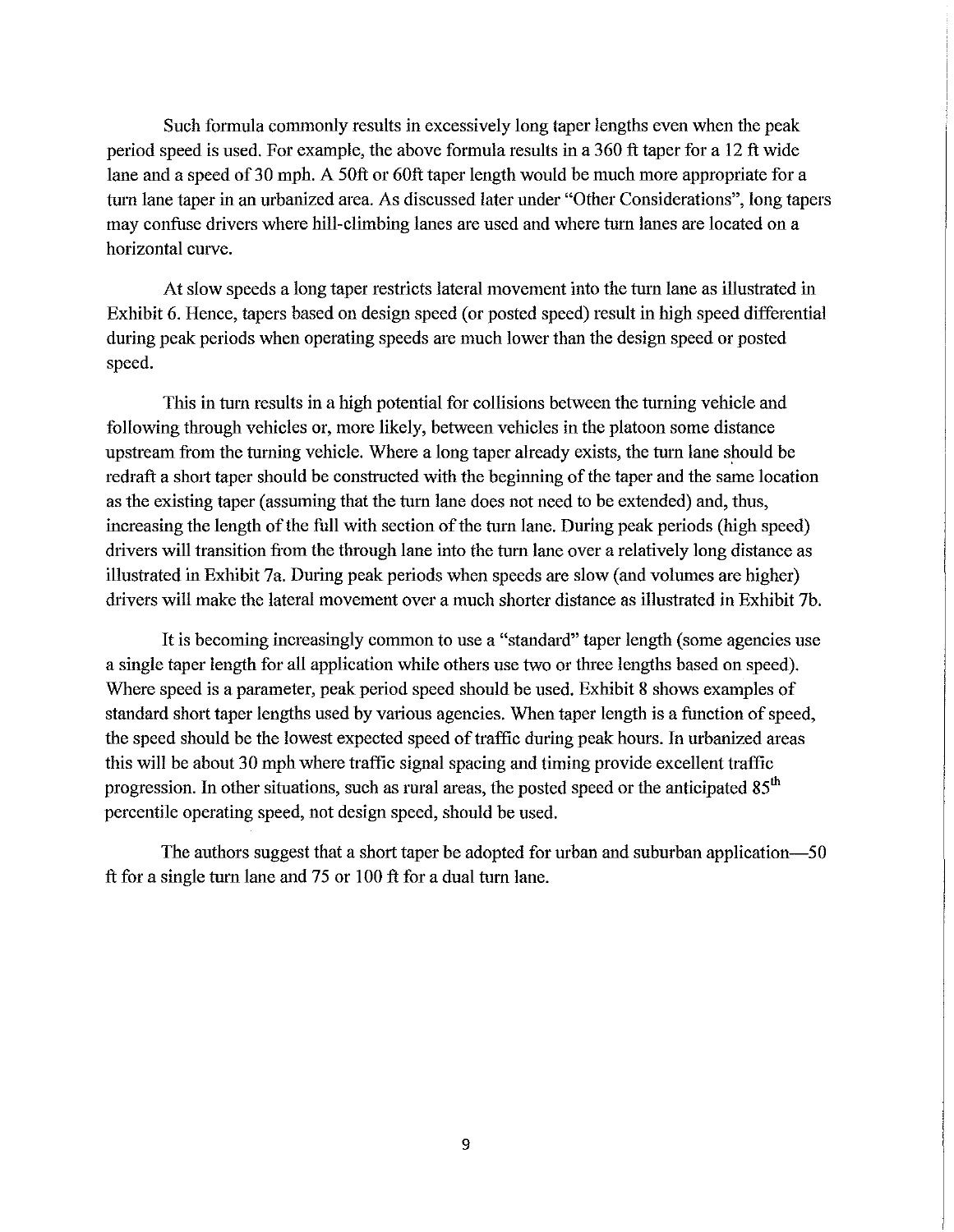Such formula commonly results in excessively long taper lengths even when the peak period speed is used. For example, the above formula results in a 360 ft taper for a 12 ft wide lane and a speed of 30 mph. A 50ft or 60ft taper length would be much more appropriate for a turn lane taper in an urbanized area. As discussed later under "Other Considerations", long tapers may confuse drivers where hill-climbing lanes are used and where turn lanes are located on a horizontal curve.

At slow speeds a long taper restricts lateral movement into the turn lane as illustrated in Exhibit 6. Hence, tapers based on design speed (or posted speed) result in high speed differential during peak periods when operating speeds are much lower than the design speed or posted speed.

This in turn results in a high potential for collisions between the turning vehicle and following through vehicles or, more likely, between vehicles in the platoon some distance upstream from the turning vehicle. Where a long taper already exists, the turn lane should be redraft a short taper should be constructed with the beginning of the taper and the same location as the existing taper (assuming that the turn lane does not need to be extended) and, thus, increasing the length of the full with section of the turn lane. During peak periods (high speed) drivers will transition from the through lane into the turn lane over a relatively long distance as illustrated in Exhibit 7a. During peak periods when speeds are slow (and volumes are higher) drivers will make the lateral movement over a much shorter distance as illustrated in Exhibit 7b.

It is becoming increasingly common to use a "standard" taper length (some agencies use a single taper length for all application while others use two or three lengths based on speed). Where speed is a parameter, peak period speed should be used. Exhibit 8 shows examples of standard short taper lengths used by various agencies. When taper length is a function of speed, the speed should be the lowest expected speed of traffic during peak hours. In urbanized areas this will be about 30 mph where traffic signal spacing and timing provide excellent traffic progression. In other situations, such as rural areas, the posted speed or the anticipated 85$^{th}$ percentile operating speed, not design speed, should be used.

The authors suggest that a short taper be adopted for urban and suburban application—50 ft for a single turn lane and 75 or 100 ft for a dual turn lane.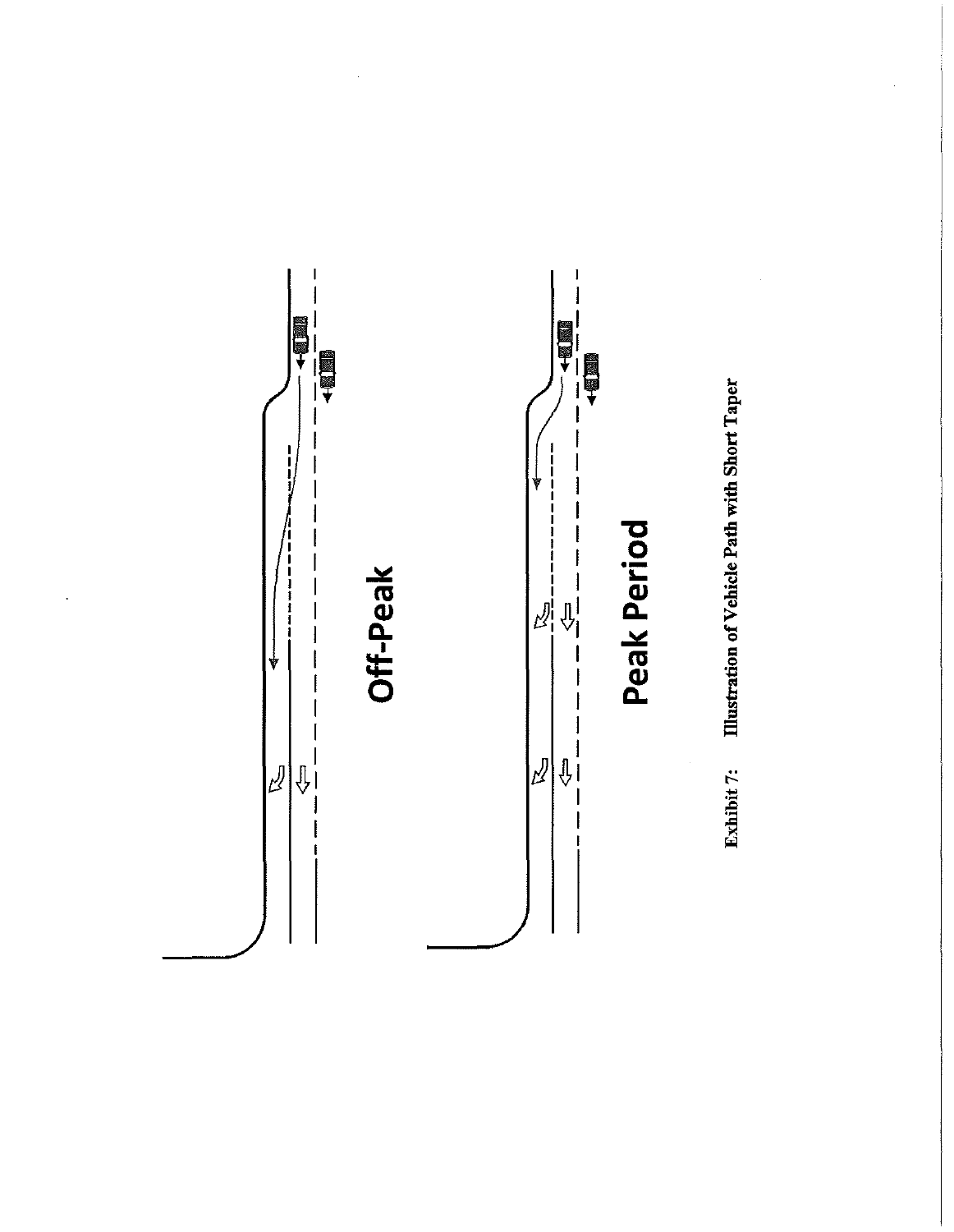Off-Peak

Peak Period

Exhibit 7: Illustration of Vehicle Path with Short Taper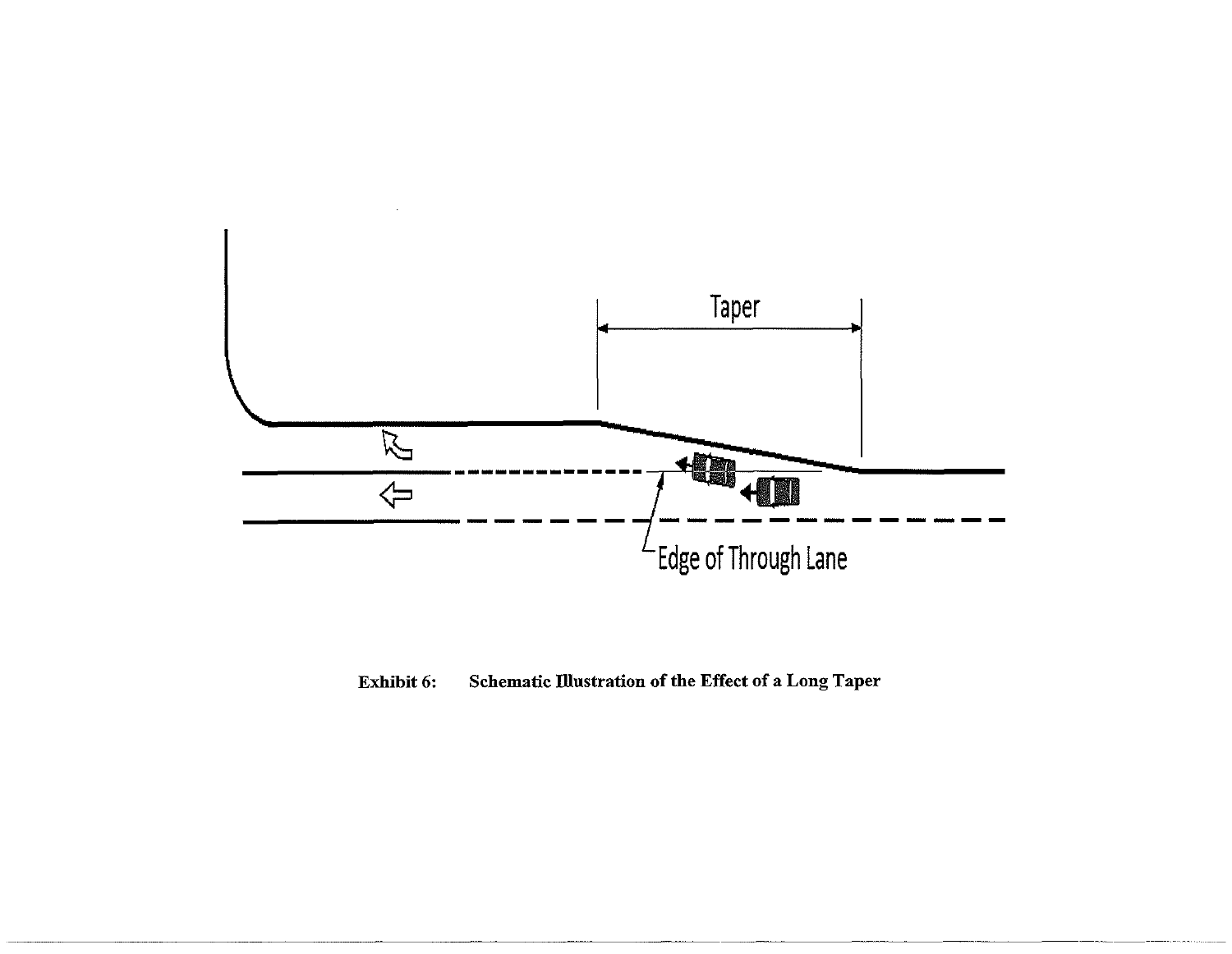Taper

Edge of Through Lane

**Exhibit 6: Schematic Illustration of the Effect of a Long Taper**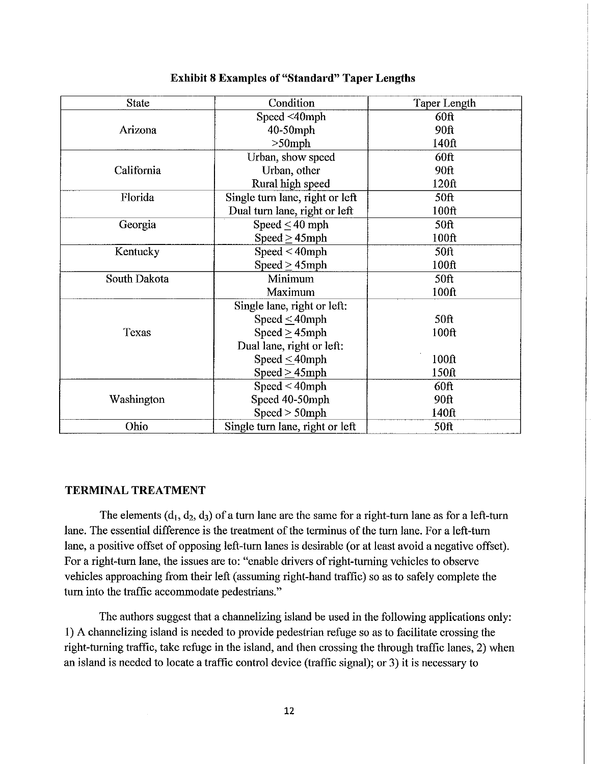**Exhibit 8 Examples of "Standard" Taper Lengths**

| State | Condition | Taper Length |
|---|---|---|
| Arizona | Speed <40mph<br>40-50mph<br>>50mph | 60ft<br>90ft<br>140ft |
| California | Urban, show speed<br>Urban, other<br>Rural high speed | 60ft<br>90ft<br>120ft |
| Florida | Single turn lane, right or left<br>Dual turn lane, right or left | 50ft<br>100ft |
| Georgia | Speed ≤ 40 mph<br>Speed ≥ 45mph | 50ft<br>100ft |
| Kentucky | Speed < 40mph<br>Speed ≥ 45mph | 50ft<br>100ft |
| South Dakota | Minimum<br>Maximum | 50ft<br>100ft |
| Texas | Single lane, right or left:<br>Speed ≤40mph<br>Speed ≥ 45mph<br>Dual lane, right or left:<br>Speed ≤ 40mph<br>Speed ≥ 45mph | <br>50ft<br>100ft<br><br>100ft<br>150ft |
| Washington | Speed < 40mph<br>Speed 40-50mph<br>Speed > 50mph | 60ft<br>90ft<br>140ft |
| Ohio | Single turn lane, right or left | 50ft |

## TERMINAL TREATMENT

The elements ($d_1$, $d_2$, $d_3$) of a turn lane are the same for a right-turn lane as for a left-turn lane. The essential difference is the treatment of the terminus of the turn lane. For a left-turn lane, a positive offset of opposing left-turn lanes is desirable (or at least avoid a negative offset). For a right-turn lane, the issues are to: "enable drivers of right-turning vehicles to observe vehicles approaching from their left (assuming right-hand traffic) so as to safely complete the turn into the traffic accommodate pedestrians."

The authors suggest that a channelizing island be used in the following applications only: 1) A channelizing island is needed to provide pedestrian refuge so as to facilitate crossing the right-turning traffic, take refuge in the island, and then crossing the through traffic lanes, 2) when an island is needed to locate a traffic control device (traffic signal); or 3) it is necessary to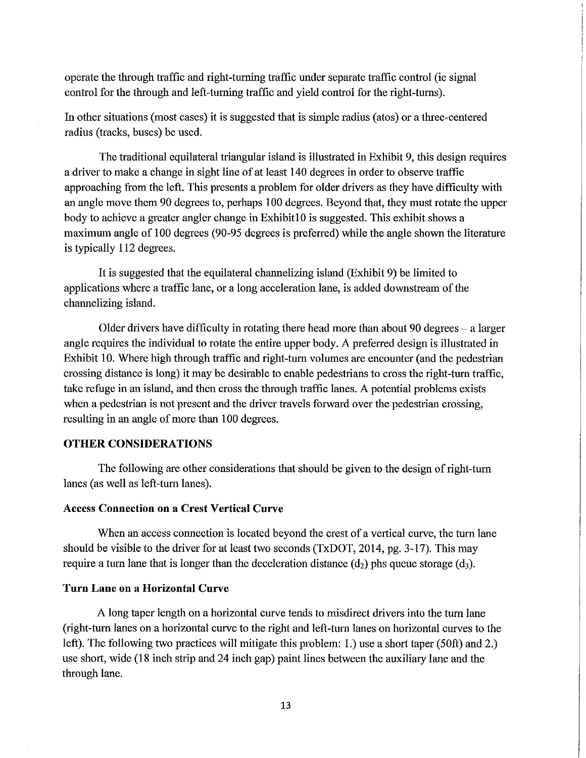operate the through traffic and right-turning traffic under separate traffic control (ie signal control for the through and left-turning traffic and yield control for the right-turns).

In other situations (most cases) it is suggested that is simple radius (atos) or a three-centered radius (tracks, buses) be used.

The traditional equilateral triangular island is illustrated in Exhibit 9, this design requires a driver to make a change in sight line of at least 140 degrees in order to observe traffic approaching from the left. This presents a problem for older drivers as they have difficulty with an angle move them 90 degrees to, perhaps 100 degrees. Beyond that, they must rotate the upper body to achieve a greater angler change in Exhibit10 is suggested. This exhibit shows a maximum angle of 100 degrees (90-95 degrees is preferred) while the angle shown the literature is typically 112 degrees.

It is suggested that the equilateral channelizing island (Exhibit 9) be limited to applications where a traffic lane, or a long acceleration lane, is added downstream of the channelizing island.

Older drivers have difficulty in rotating there head more than about 90 degrees – a larger angle requires the individual to rotate the entire upper body. A preferred design is illustrated in Exhibit 10. Where high through traffic and right-turn volumes are encounter (and the pedestrian crossing distance is long) it may be desirable to enable pedestrians to cross the right-turn traffic, take refuge in an island, and then cross the through traffic lanes. A potential problems exists when a pedestrian is not present and the driver travels forward over the pedestrian crossing, resulting in an angle of more than 100 degrees.

## OTHER CONSIDERATIONS

The following are other considerations that should be given to the design of right-turn lanes (as well as left-turn lanes).

### Access Connection on a Crest Vertical Curve

When an access connection is located beyond the crest of a vertical curve, the turn lane should be visible to the driver for at least two seconds (TxDOT, 2014, pg. 3-17). This may require a turn lane that is longer than the deceleration distance ($d_2$) phs queue storage ($d_3$).

### Turn Lane on a Horizontal Curve

A long taper length on a horizontal curve tends to misdirect drivers into the turn lane (right-turn lanes on a horizontal curve to the right and left-turn lanes on horizontal curves to the left). The following two practices will mitigate this problem: 1.) use a short taper (50ft) and 2.) use short, wide (18 inch strip and 24 inch gap) paint lines between the auxiliary lane and the through lane.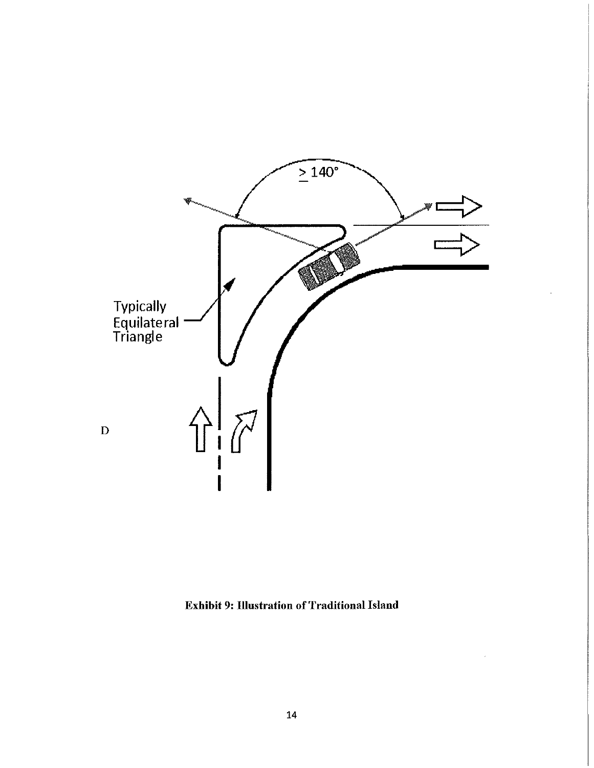≥ 140°

Typically Equilateral Triangle

D

**Exhibit 9: Illustration of Traditional Island**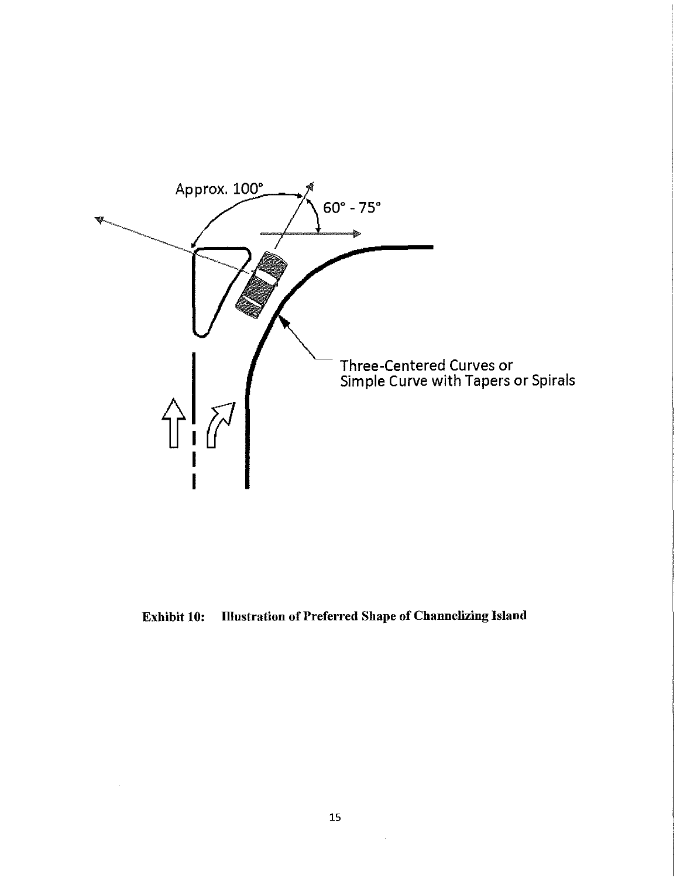Approx. 100°

60° - 75°

Three-Centered Curves or
Simple Curve with Tapers or Spirals

**Exhibit 10: Illustration of Preferred Shape of Channelizing Island**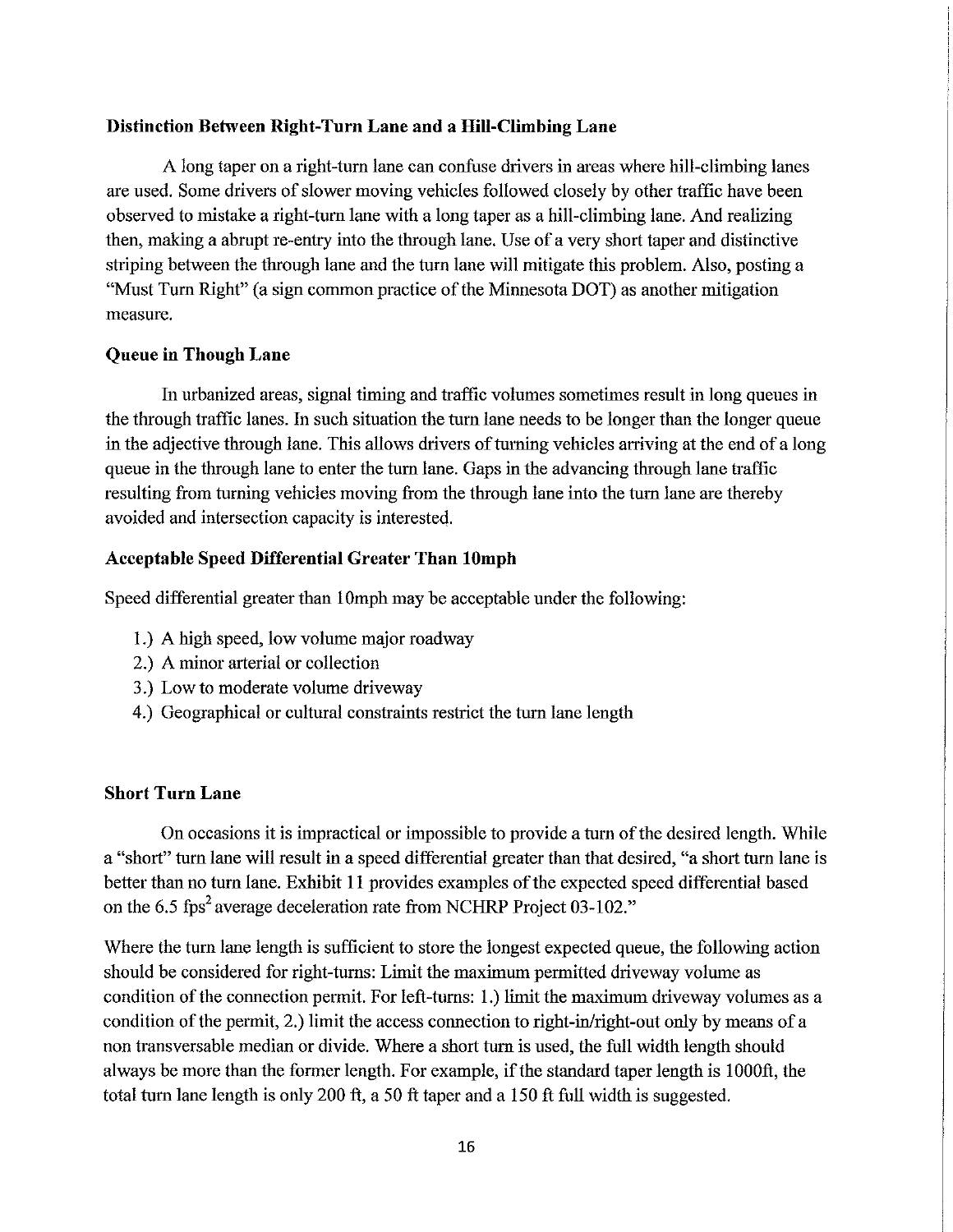### Distinction Between Right-Turn Lane and a Hill-Climbing Lane

A long taper on a right-turn lane can confuse drivers in areas where hill-climbing lanes are used. Some drivers of slower moving vehicles followed closely by other traffic have been observed to mistake a right-turn lane with a long taper as a hill-climbing lane. And realizing then, making a abrupt re-entry into the through lane. Use of a very short taper and distinctive striping between the through lane and the turn lane will mitigate this problem. Also, posting a "Must Turn Right" (a sign common practice of the Minnesota DOT) as another mitigation measure.

### Queue in Though Lane

In urbanized areas, signal timing and traffic volumes sometimes result in long queues in the through traffic lanes. In such situation the turn lane needs to be longer than the longer queue in the adjective through lane. This allows drivers of turning vehicles arriving at the end of a long queue in the through lane to enter the turn lane. Gaps in the advancing through lane traffic resulting from turning vehicles moving from the through lane into the turn lane are thereby avoided and intersection capacity is interested.

### Acceptable Speed Differential Greater Than 10mph

Speed differential greater than 10mph may be acceptable under the following:

1.) A high speed, low volume major roadway
2.) A minor arterial or collection
3.) Low to moderate volume driveway
4.) Geographical or cultural constraints restrict the turn lane length

### Short Turn Lane

On occasions it is impractical or impossible to provide a turn of the desired length. While a "short" turn lane will result in a speed differential greater than that desired, "a short turn lane is better than no turn lane. Exhibit 11 provides examples of the expected speed differential based on the 6.5 $fps^2$ average deceleration rate from NCHRP Project 03-102."

Where the turn lane length is sufficient to store the longest expected queue, the following action should be considered for right-turns: Limit the maximum permitted driveway volume as condition of the connection permit. For left-turns: 1.) limit the maximum driveway volumes as a condition of the permit, 2.) limit the access connection to right-in/right-out only by means of a non transversable median or divide. Where a short turn is used, the full width length should always be more than the former length. For example, if the standard taper length is 1000ft, the total turn lane length is only 200 ft, a 50 ft taper and a 150 ft full width is suggested.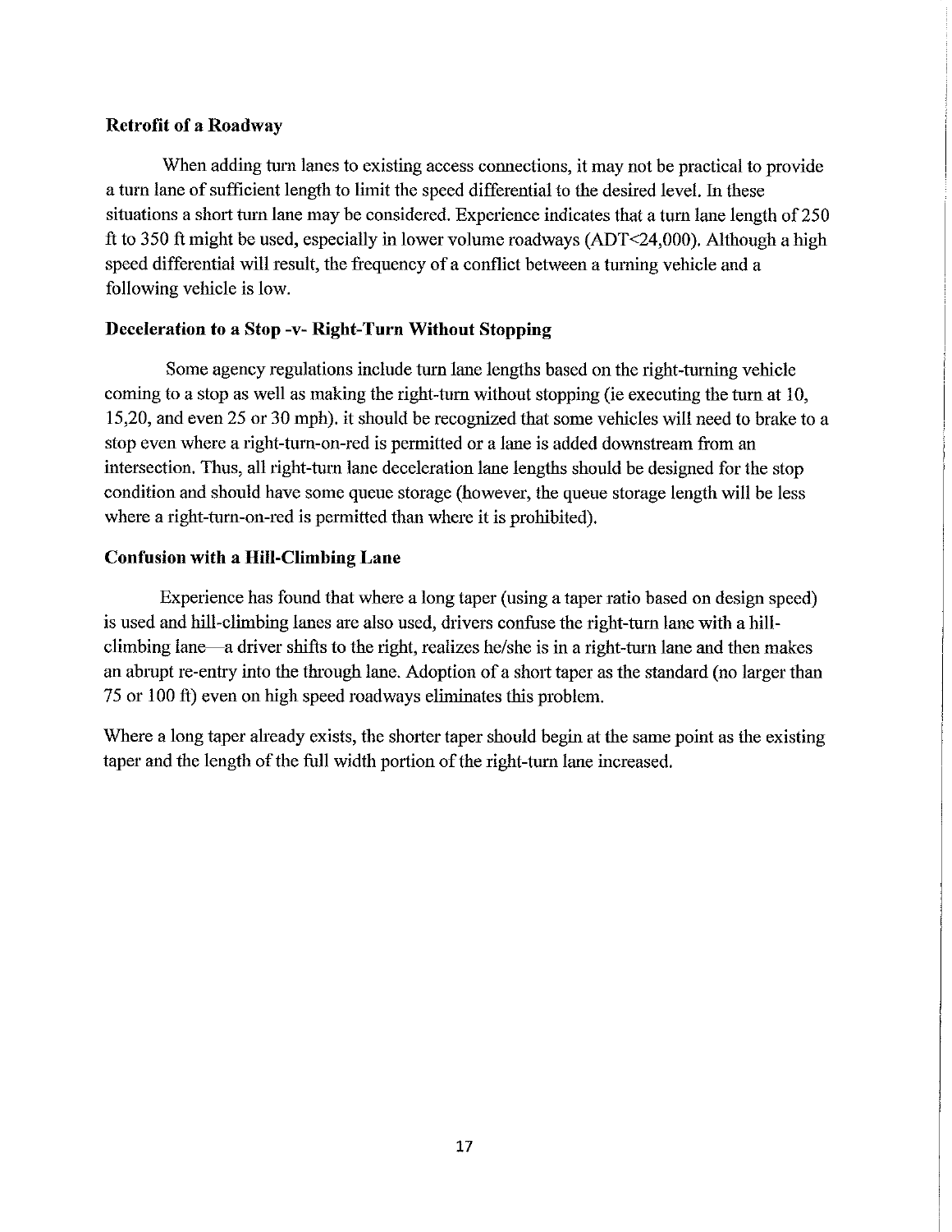### Retrofit of a Roadway

When adding turn lanes to existing access connections, it may not be practical to provide a turn lane of sufficient length to limit the speed differential to the desired level. In these situations a short turn lane may be considered. Experience indicates that a turn lane length of 250 ft to 350 ft might be used, especially in lower volume roadways (ADT<24,000). Although a high speed differential will result, the frequency of a conflict between a turning vehicle and a following vehicle is low.

### Deceleration to a Stop -v- Right-Turn Without Stopping

Some agency regulations include turn lane lengths based on the right-turning vehicle coming to a stop as well as making the right-turn without stopping (ie executing the turn at 10, 15,20, and even 25 or 30 mph). it should be recognized that some vehicles will need to brake to a stop even where a right-turn-on-red is permitted or a lane is added downstream from an intersection. Thus, all right-turn lane deceleration lane lengths should be designed for the stop condition and should have some queue storage (however, the queue storage length will be less where a right-turn-on-red is permitted than where it is prohibited).

### Confusion with a Hill-Climbing Lane

Experience has found that where a long taper (using a taper ratio based on design speed) is used and hill-climbing lanes are also used, drivers confuse the right-turn lane with a hill-climbing lane—a driver shifts to the right, realizes he/she is in a right-turn lane and then makes an abrupt re-entry into the through lane. Adoption of a short taper as the standard (no larger than 75 or 100 ft) even on high speed roadways eliminates this problem.

Where a long taper already exists, the shorter taper should begin at the same point as the existing taper and the length of the full width portion of the right-turn lane increased.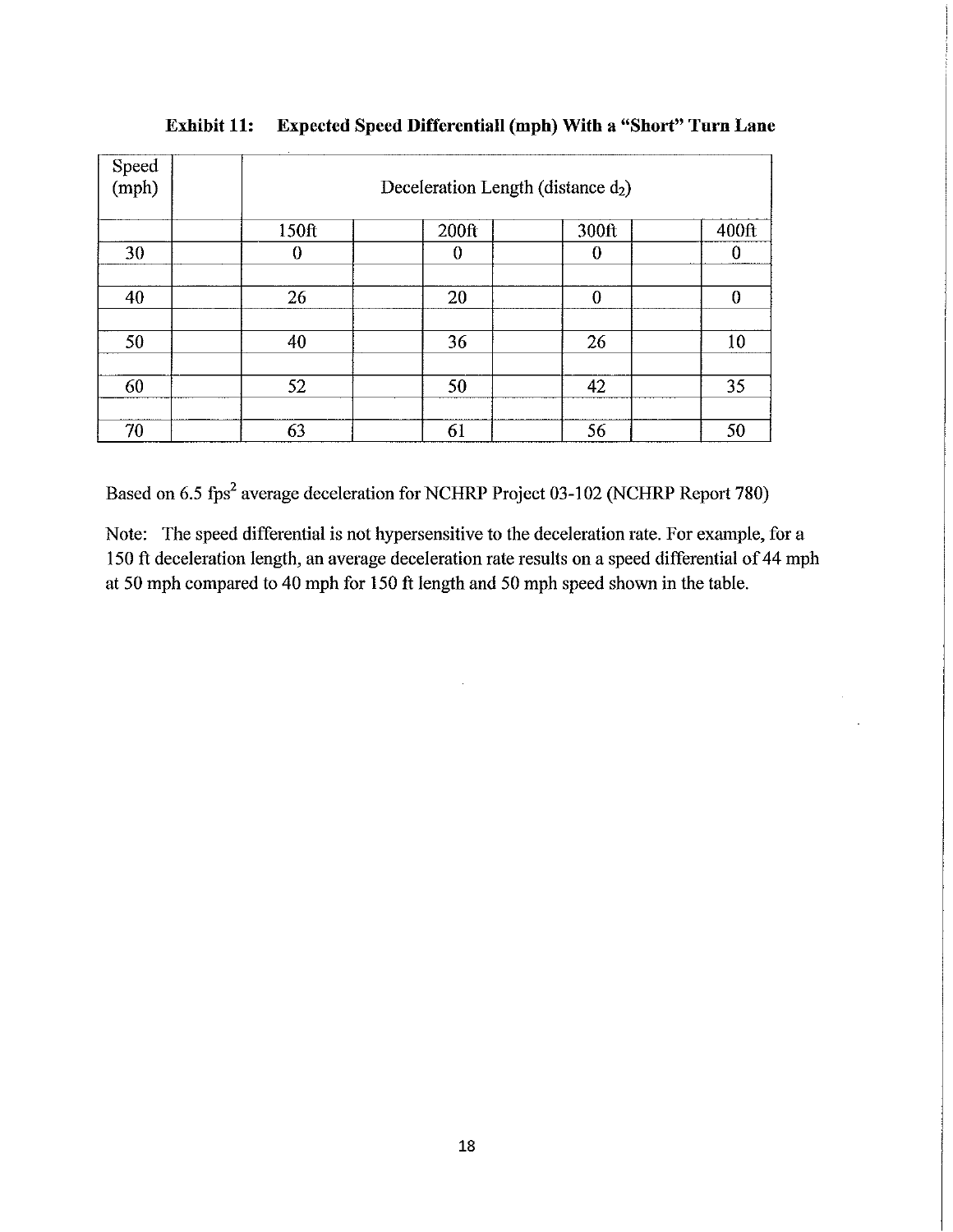**Exhibit 11: Expected Speed Differentiall (mph) With a "Short" Turn Lane**

| Speed (mph) | Deceleration Length (distance $d_2$) | | | |
|---|---|---|---|---|
| | 150ft | 200ft | 300ft | 400ft |
| 30 | 0 | 0 | 0 | 0 |
| 40 | 26 | 20 | 0 | 0 |
| 50 | 40 | 36 | 26 | 10 |
| 60 | 52 | 50 | 42 | 35 |
| 70 | 63 | 61 | 56 | 50 |

Based on 6.5 $fps^2$ average deceleration for NCHRP Project 03-102 (NCHRP Report 780)

Note: The speed differential is not hypersensitive to the deceleration rate. For example, for a 150 ft deceleration length, an average deceleration rate results on a speed differential of 44 mph at 50 mph compared to 40 mph for 150 ft length and 50 mph speed shown in the table.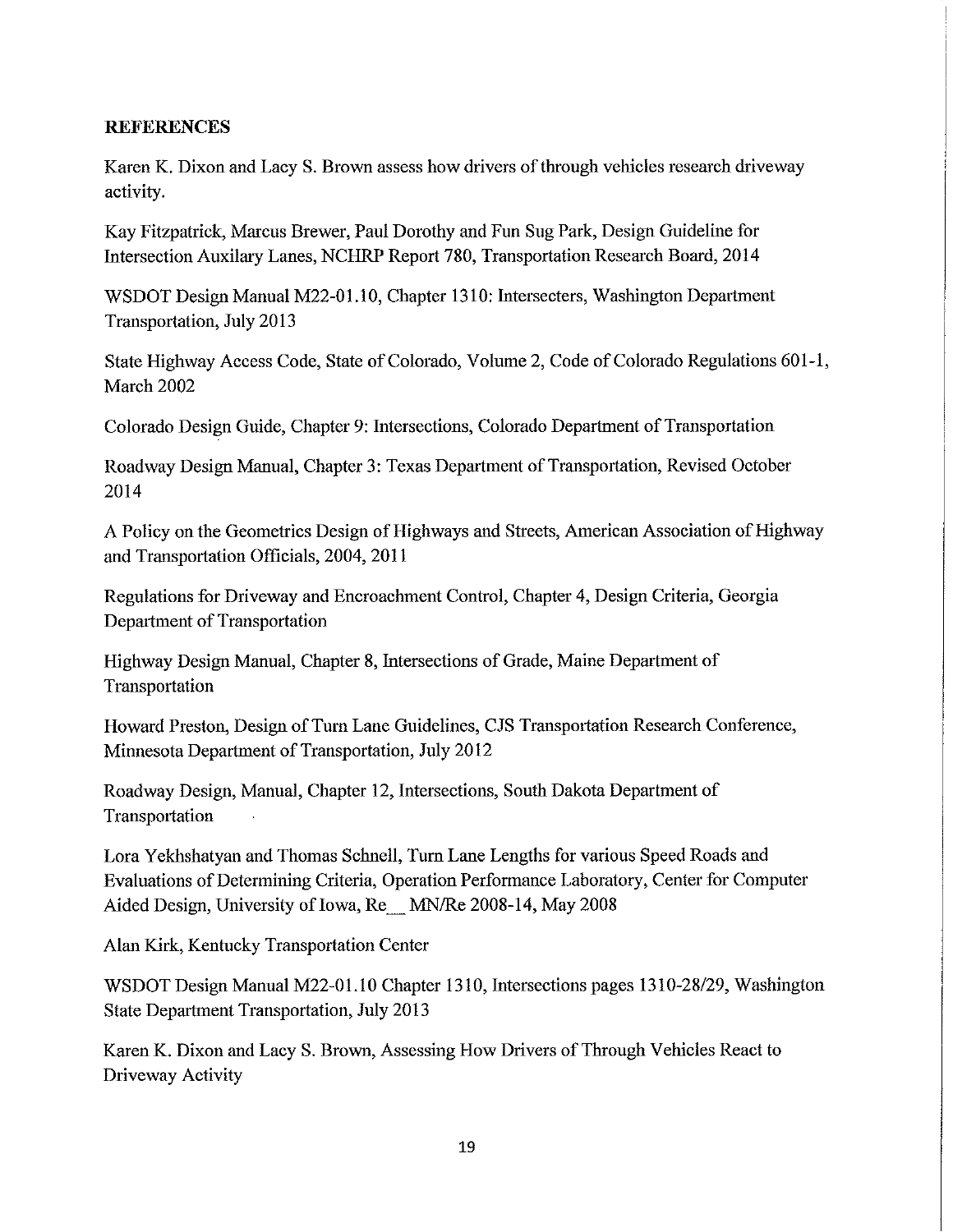**REFERENCES**

Karen K. Dixon and Lacy S. Brown assess how drivers of through vehicles research driveway activity.

Kay Fitzpatrick, Marcus Brewer, Paul Dorothy and Fun Sug Park, Design Guideline for Intersection Auxilary Lanes, NCHRP Report 780, Transportation Research Board, 2014

WSDOT Design Manual M22-01.10, Chapter 1310: Intersecters, Washington Department Transportation, July 2013

State Highway Access Code, State of Colorado, Volume 2, Code of Colorado Regulations 601-1, March 2002

Colorado Design Guide, Chapter 9: Intersections, Colorado Department of Transportation

Roadway Design Manual, Chapter 3: Texas Department of Transportation, Revised October 2014

A Policy on the Geometrics Design of Highways and Streets, American Association of Highway and Transportation Officials, 2004, 2011

Regulations for Driveway and Encroachment Control, Chapter 4, Design Criteria, Georgia Department of Transportation

Highway Design Manual, Chapter 8, Intersections of Grade, Maine Department of Transportation

Howard Preston, Design of Turn Lane Guidelines, CJS Transportation Research Conference, Minnesota Department of Transportation, July 2012

Roadway Design, Manual, Chapter 12, Intersections, South Dakota Department of Transportation

Lora Yekhshatyan and Thomas Schnell, Turn Lane Lengths for various Speed Roads and Evaluations of Determining Criteria, Operation Performance Laboratory, Center for Computer Aided Design, University of Iowa, Re__ MN/Re 2008-14, May 2008

Alan Kirk, Kentucky Transportation Center

WSDOT Design Manual M22-01.10 Chapter 1310, Intersections pages 1310-28/29, Washington State Department Transportation, July 2013

Karen K. Dixon and Lacy S. Brown, Assessing How Drivers of Through Vehicles React to Driveway Activity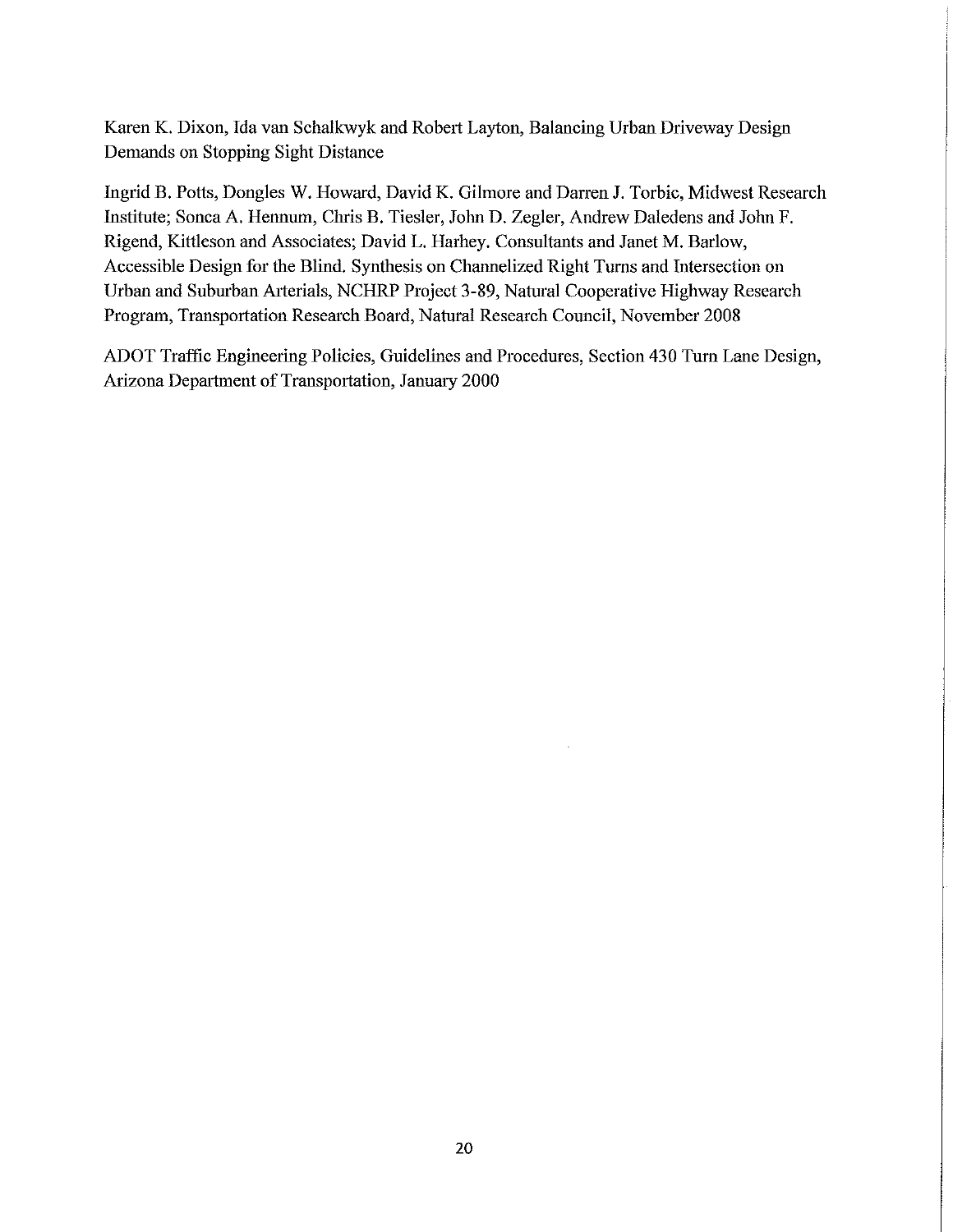Karen K. Dixon, Ida van Schalkwyk and Robert Layton, Balancing Urban Driveway Design Demands on Stopping Sight Distance

Ingrid B. Potts, Dongles W. Howard, David K. Gilmore and Darren J. Torbic, Midwest Research Institute; Sonca A. Hennum, Chris B. Tiesler, John D. Zegler, Andrew Daledens and John F. Rigend, Kittleson and Associates; David L. Harhey. Consultants and Janet M. Barlow, Accessible Design for the Blind. Synthesis on Channelized Right Turns and Intersection on Urban and Suburban Arterials, NCHRP Project 3-89, Natural Cooperative Highway Research Program, Transportation Research Board, Natural Research Council, November 2008

ADOT Traffic Engineering Policies, Guidelines and Procedures, Section 430 Turn Lane Design, Arizona Department of Transportation, January 2000